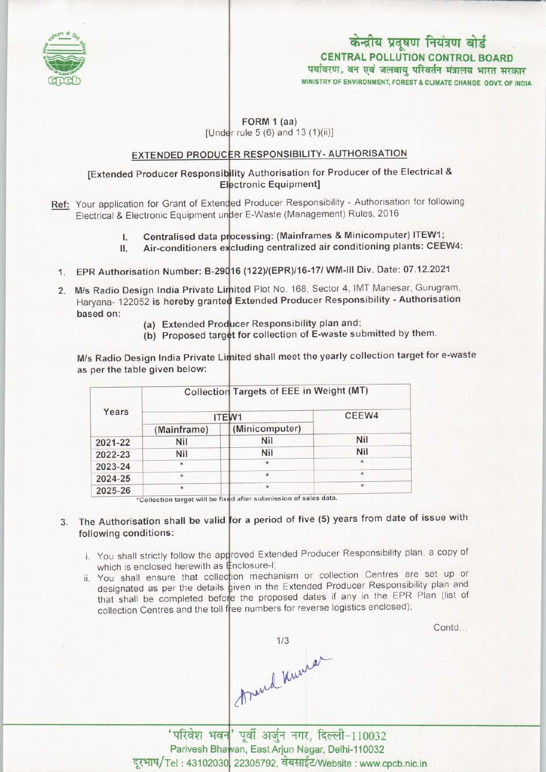केन्द्रीय प्रदूषण नियंत्रण बोर्ड
**CENTRAL POLLUTION CONTROL BOARD**
पर्यावरण, वन एवं जलवायु परिवर्तन मंत्रालय भारत सरकार
MINISTRY OF ENVIRONMENT, FOREST & CLIMATE CHANGE GOVT. OF INDIA

FORM 1 (aa)
[Under rule 5 (6) and 13 (1)(ii)]

## EXTENDED PRODUCER RESPONSIBILITY- AUTHORISATION

[Extended Producer Responsibility Authorisation for Producer of the Electrical & Electronic Equipment]

Ref: Your application for Grant of Extended Producer Responsibility - Authorisation for following Electrical & Electronic Equipment under E-Waste (Management) Rules, 2016

I. **Centralised data processing: (Mainframes & Minicomputer) ITEW1;**
II. **Air-conditioners excluding centralized air conditioning plants: CEEW4:**

1. **EPR Authorisation Number: B-29016 (122)/(EPR)/16-17/ WM-III Div. Date: 07.12.2021**

2. **M/s Radio Design India Private Limited** Plot No. 168, Sector 4, IMT Manesar, Gurugram, Haryana- 122052 **is hereby granted Extended Producer Responsibility - Authorisation based on:**
   (a) **Extended Producer Responsibility plan and;**
   (b) **Proposed target for collection of E-waste submitted by them.**

M/s Radio Design India Private Limited shall meet the yearly collection target for e-waste as per the table given below:

| Years | Collection Targets of EEE in Weight (MT) | | |
|---|---|---|---|
| | ITEW1 | | CEEW4 |
| | (Mainframe) | (Minicomputer) | |
| 2021-22 | Nil | Nil | Nil |
| 2022-23 | Nil | Nil | Nil |
| 2023-24 | * | * | * |
| 2024-25 | * | * | * |
| 2025-26 | * | * | * |

*Collection target will be fixed after submission of sales data.

3. **The Authorisation shall be valid for a period of five (5) years from date of issue with following conditions:**
   i. You shall strictly follow the approved Extended Producer Responsibility plan, a copy of which is enclosed herewith as Enclosure-I;
   ii. You shall ensure that collection mechanism or collection Centres are set up or designated as per the details given in the Extended Producer Responsibility plan and that shall be completed before the proposed dates if any in the EPR Plan (list of collection Centres and the toll free numbers for reverse logistics enclosed);

Contd...

Anand Kumar

'परिवेश भवन' पूर्वी अर्जुन नगर, दिल्ली-110032
Parivesh Bhawan, East Arjun Nagar, Delhi-110032
दूरभाष/Tel : 43102030, 22305792, वेबसाईट/Website : www.cpcb.nic.in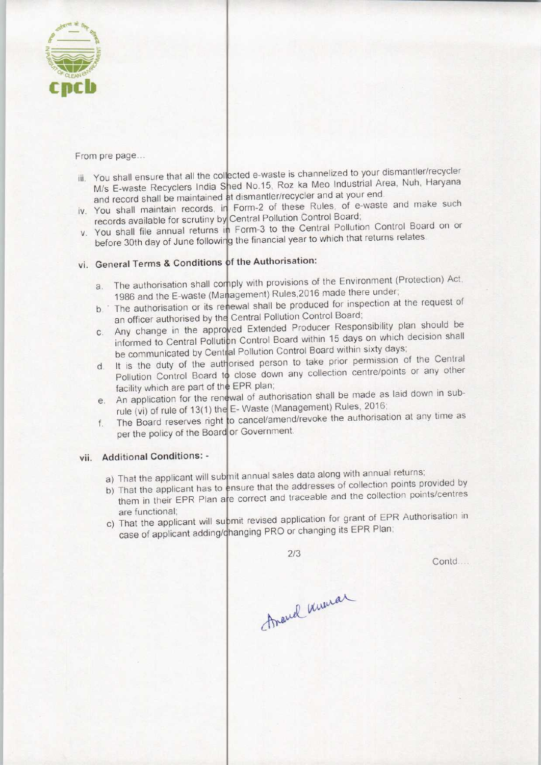From pre page...

iii. You shall ensure that all the collected e-waste is channelized to your dismantler/recycler M/s E-waste Recyclers India Shed No.15, Roz ka Meo Industrial Area, Nuh, Haryana and record shall be maintained at dismantler/recycler and at your end.

iv. You shall maintain records, in Form-2 of these Rules, of e-waste and make such records available for scrutiny by Central Pollution Control Board;

v. You shall file annual returns in Form-3 to the Central Pollution Control Board on or before 30th day of June following the financial year to which that returns relates.

vi. **General Terms & Conditions of the Authorisation:**

   a. The authorisation shall comply with provisions of the Environment (Protection) Act, 1986 and the E-waste (Management) Rules,2016 made there under;

   b. The authorisation or its renewal shall be produced for inspection at the request of an officer authorised by the Central Pollution Control Board;

   c. Any change in the approved Extended Producer Responsibility plan should be informed to Central Pollution Control Board within 15 days on which decision shall be communicated by Central Pollution Control Board within sixty days;

   d. It is the duty of the authorised person to take prior permission of the Central Pollution Control Board to close down any collection centre/points or any other facility which are part of the EPR plan;

   e. An application for the renewal of authorisation shall be made as laid down in sub-rule (vi) of rule of 13(1) the E- Waste (Management) Rules, 2016;

   f. The Board reserves right to cancel/amend/revoke the authorisation at any time as per the policy of the Board or Government.

vii. **Additional Conditions: -**

   a) That the applicant will submit annual sales data along with annual returns;

   b) That the applicant has to ensure that the addresses of collection points provided by them in their EPR Plan are correct and traceable and the collection points/centres are functional;

   c) That the applicant will submit revised application for grant of EPR Authorisation in case of applicant adding/changing PRO or changing its EPR Plan;

Contd....

Anand Kumar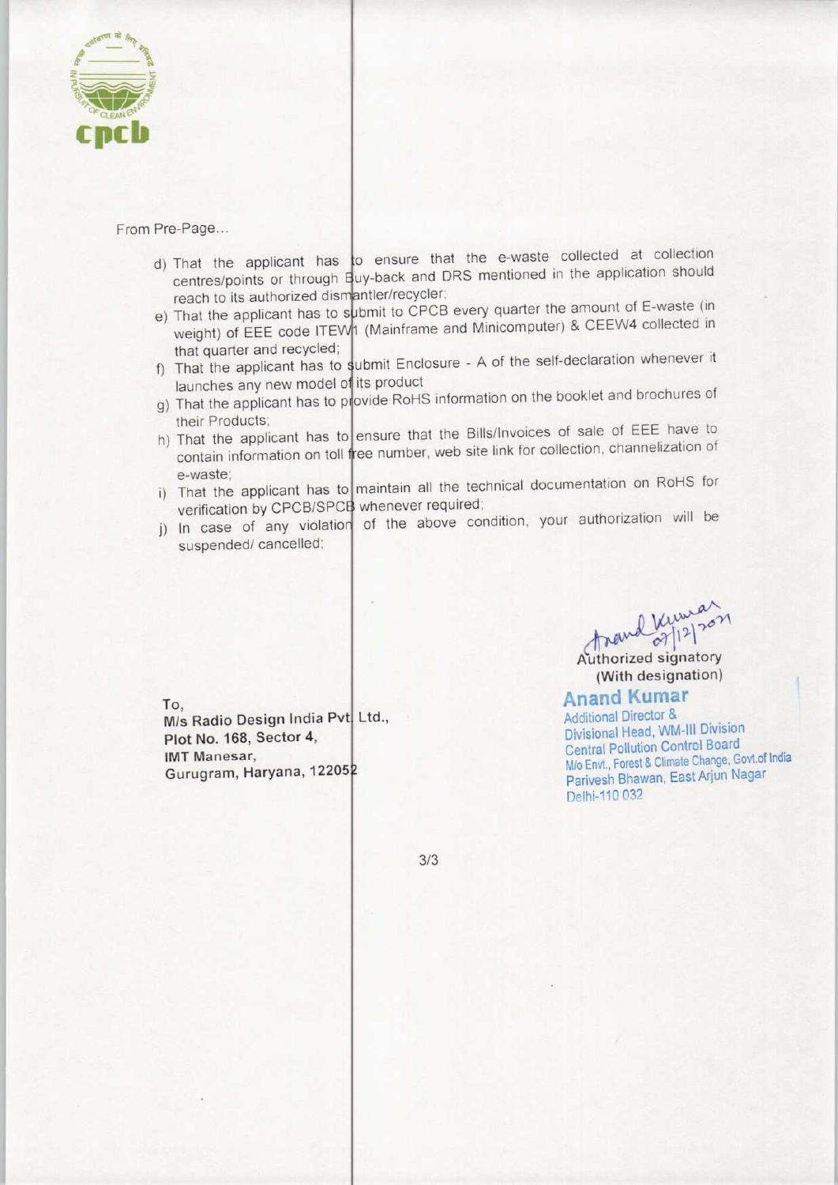From Pre-Page...

d) That the applicant has to ensure that the e-waste collected at collection centres/points or through Buy-back and DRS mentioned in the application should reach to its authorized dismantler/recycler;

e) That the applicant has to submit to CPCB every quarter the amount of E-waste (in weight) of EEE code ITEW1 (Mainframe and Minicomputer) & CEEW4 collected in that quarter and recycled;

f) That the applicant has to submit Enclosure - A of the self-declaration whenever it launches any new model of its product

g) That the applicant has to provide RoHS information on the booklet and brochures of their Products;

h) That the applicant has to ensure that the Bills/Invoices of sale of EEE have to contain information on toll free number, web site link for collection, channelization of e-waste;

i) That the applicant has to maintain all the technical documentation on RoHS for verification by CPCB/SPCB whenever required;

j) In case of any violation of the above condition, your authorization will be suspended/ cancelled;

Anand Kumar 07/12/2021

Authorized signatory
(With designation)

**Anand Kumar**
Additional Director &
Divisional Head, WM-III Division
Central Pollution Control Board
M/o Envt., Forest & Climate Change, Govt.of India
Parivesh Bhawan, East Arjun Nagar
Delhi-110 032

To,
**M/s Radio Design India Pvt. Ltd.,**
**Plot No. 168, Sector 4,**
**IMT Manesar,**
**Gurugram, Haryana, 122052**